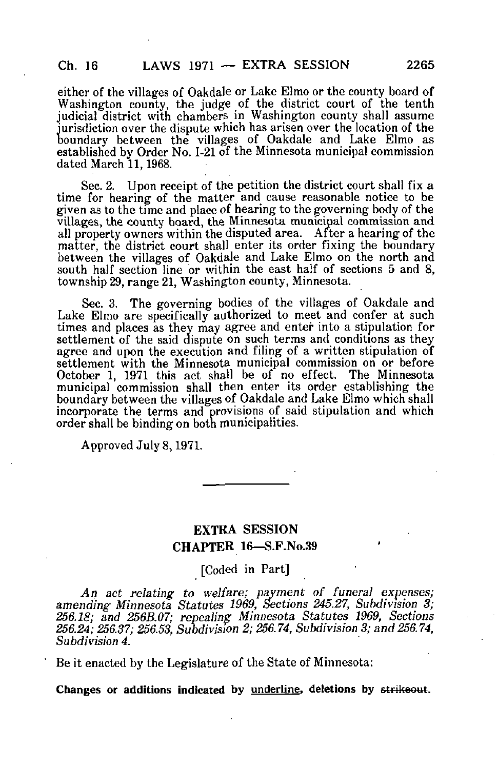either of the villages of Oakdale or Lake Elmo or the county board of Washington county, the judge of the district court of the tenth judicial district with chambers in Washington county shall assume jurisdiction over the dispute which has arisen over the location of the boundary between the villages of Oakdale and Lake Elmo as established by Order No. I-21 of the Minnesota municipal commission dated March 11, 1968.

Sec. 2. Upon receipt of the petition the district court shall fix a time for hearing of the matter and cause reasonable notice to be given as to the time and place of hearing to the governing body of the villages, the county board, the Minnesota municipal commission and all property owners within the disputed area. After a hearing of the matter, the district court shall enter its order fixing the boundary between the villages of Oakdale and Lake Elmo on the north and south half section line or within the east half of sections 5 and 8, township 29, range 21, Washington county, Minnesota.

Sec. 3. The governing bodies of the villages of Oakdale and Lake Elmo are specifically authorized to meet and confer at such times and places as they may agree and enter into a stipulation for settlement of the said dispute on such terms and conditions as they agree and upon the execution and filing of a written stipulation of settlement with the Minnesota municipal commission on or before October 1, 1971 this act shall be of no effect. The Minnesota municipal commission shall then enter its order establishing the boundary between the villages of Oakdale and Lake Elmo which shall incorporate the terms and provisions of said stipulation and which order shall be binding on both municipalities.

Approved July 8, 1971.

---

## EXTRA SESSION
## CHAPTER 16—S.F.No.39

[Coded in Part]

*An act relating to welfare; payment of funeral expenses; amending Minnesota Statutes 1969, Sections 245.27, Subdivision 3; 256.18; and 256B.07; repealing Minnesota Statutes 1969, Sections 256.24; 256.37; 256.53, Subdivision 2; 256.74, Subdivision 3; and 256.74, Subdivision 4.*

Be it enacted by the Legislature of the State of Minnesota:

**Changes or additions indicated by underline, deletions by ~~strikeout~~.**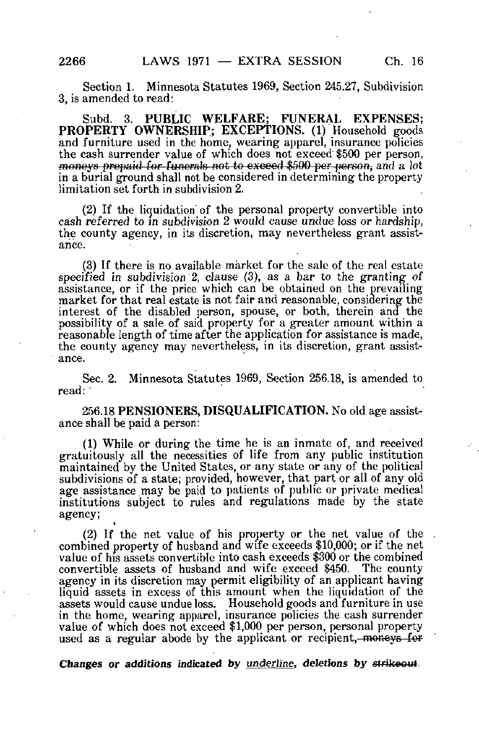Section 1. Minnesota Statutes 1969, Section 245.27, Subdivision 3, is amended to read:

Subd. 3. **PUBLIC WELFARE; FUNERAL EXPENSES; PROPERTY OWNERSHIP; EXCEPTIONS.** (1) Household goods and furniture used in the home, wearing apparel, insurance policies the cash surrender value of which does not exceed $500 per person, ~~moneys prepaid for funerals not to exceed $500 per person,~~ and a lot in a burial ground shall not be considered in determining the property limitation set forth in subdivision 2.

(2) If the liquidation of the personal property convertible into cash referred to in subdivision 2 would cause undue loss or hardship, the county agency, in its discretion, may nevertheless grant assistance.

(3) If there is no available market for the sale of the real estate specified in subdivision 2, clause (3), as a bar to the granting of assistance, or if the price which can be obtained on the prevailing market for that real estate is not fair and reasonable, considering the interest of the disabled person, spouse, or both, therein and the possibility of a sale of said property for a greater amount within a reasonable length of time after the application for assistance is made, the county agency may nevertheless, in its discretion, grant assistance.

Sec. 2. Minnesota Statutes 1969, Section 256.18, is amended to read:

256.18 **PENSIONERS, DISQUALIFICATION.** No old age assistance shall be paid a person:

(1) While or during the time he is an inmate of, and received gratuitously all the necessities of life from any public institution maintained by the United States, or any state or any of the political subdivisions of a state; provided, however, that part or all of any old age assistance may be paid to patients of public or private medical institutions subject to rules and regulations made by the state agency;

(2) If the net value of his property or the net value of the combined property of husband and wife exceeds $10,000; or if the net value of his assets convertible into cash exceeds $300 or the combined convertible assets of husband and wife exceed $450. The county agency in its discretion may permit eligibility of an applicant having liquid assets in excess of this amount when the liquidation of the assets would cause undue loss. Household goods and furniture in use in the home, wearing apparel, insurance policies the cash surrender value of which does not exceed $1,000 per person, personal property used as a regular abode by the applicant or recipient~~, moneys for~~

*Changes or additions indicated by underline, deletions by ~~strikeout~~.*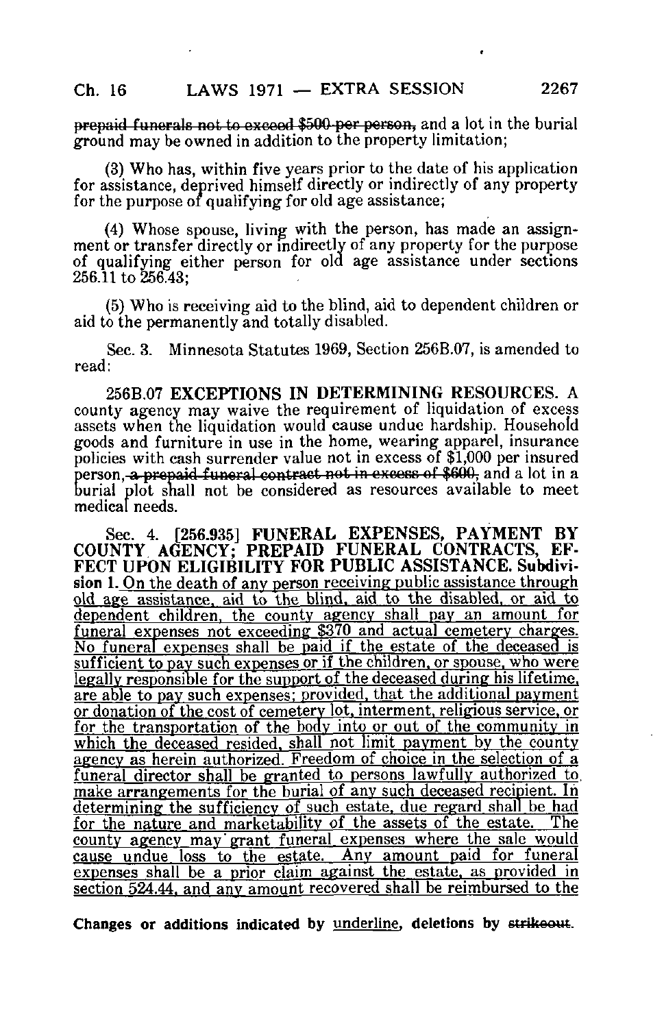~~prepaid funerals not to exceed $500 per person,~~ and a lot in the burial ground may be owned in addition to the property limitation;

(3) Who has, within five years prior to the date of his application for assistance, deprived himself directly or indirectly of any property for the purpose of qualifying for old age assistance;

(4) Whose spouse, living with the person, has made an assignment or transfer directly or indirectly of any property for the purpose of qualifying either person for old age assistance under sections 256.11 to 256.43;

(5) Who is receiving aid to the blind, aid to dependent children or aid to the permanently and totally disabled.

Sec. 3. Minnesota Statutes 1969, Section 256B.07, is amended to read:

256B.07 **EXCEPTIONS IN DETERMINING RESOURCES.** A county agency may waive the requirement of liquidation of excess assets when the liquidation would cause undue hardship. Household goods and furniture in use in the home, wearing apparel, insurance policies with cash surrender value not in excess of $1,000 per insured person, ~~a prepaid funeral contract not in excess of $600,~~ and a lot in a burial plot shall not be considered as resources available to meet medical needs.

Sec. 4. **[256.935] FUNERAL EXPENSES, PAYMENT BY COUNTY AGENCY; PREPAID FUNERAL CONTRACTS, EFFECT UPON ELIGIBILITY FOR PUBLIC ASSISTANCE. Subdivision 1.** <u>On the death of any person receiving public assistance through old age assistance, aid to the blind, aid to the disabled, or aid to dependent children, the county agency shall pay an amount for funeral expenses not exceeding $370 and actual cemetery charges. No funeral expenses shall be paid if the estate of the deceased is sufficient to pay such expenses or if the children, or spouse, who were legally responsible for the support of the deceased during his lifetime, are able to pay such expenses; provided, that the additional payment or donation of the cost of cemetery lot, interment, religious service, or for the transportation of the body into or out of the community in which the deceased resided, shall not limit payment by the county agency as herein authorized. Freedom of choice in the selection of a funeral director shall be granted to persons lawfully authorized to make arrangements for the burial of any such deceased recipient. In determining the sufficiency of such estate, due regard shall be had for the nature and marketability of the assets of the estate. The county agency may grant funeral expenses where the sale would cause undue loss to the estate. Any amount paid for funeral expenses shall be a prior claim against the estate, as provided in section 524.44, and any amount recovered shall be reimbursed to the</u>

Changes or additions indicated by <u>underline</u>, deletions by ~~strikeout~~.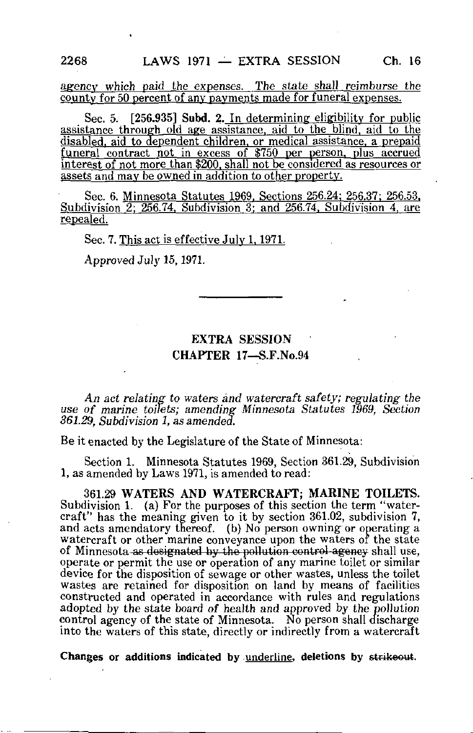agency which paid the expenses. The state shall reimburse the county for 50 percent of any payments made for funeral expenses.

Sec. 5. [256.935] **Subd. 2.** In determining eligibility for public assistance through old age assistance, aid to the blind, aid to the disabled, aid to dependent children, or medical assistance, a prepaid funeral contract not in excess of $750 per person, plus accrued interest of not more than $200, shall not be considered as resources or assets and may be owned in addition to other property.

Sec. 6. Minnesota Statutes 1969, Sections 256.24; 256.37; 256.53, Subdivision 2; 256.74, Subdivision 3; and 256.74, Subdivision 4, are repealed.

Sec. 7. This act is effective July 1, 1971.

Approved July 15, 1971.

---

## EXTRA SESSION

## CHAPTER 17—S.F.No.94

*An act relating to waters and watercraft safety; regulating the use of marine toilets; amending Minnesota Statutes 1969, Section 361.29, Subdivision 1, as amended.*

Be it enacted by the Legislature of the State of Minnesota:

Section 1. Minnesota Statutes 1969, Section 361.29, Subdivision 1, as amended by Laws 1971, is amended to read:

**361.29 WATERS AND WATERCRAFT; MARINE TOILETS.** Subdivision 1. (a) For the purposes of this section the term "watercraft" has the meaning given to it by section 361.02, subdivision 7, and acts amendatory thereof. (b) No person owning or operating a watercraft or other marine conveyance upon the waters of the state of Minnesota ~~as designated by the pollution control agency~~ shall use, operate or permit the use or operation of any marine toilet or similar device for the disposition of sewage or other wastes, unless the toilet wastes are retained for disposition on land by means of facilities constructed and operated in accordance with rules and regulations adopted by the state board of health and approved by the pollution control agency of the state of Minnesota. No person shall discharge into the waters of this state, directly or indirectly from a watercraft

**Changes or additions indicated by underline, deletions by ~~strikeout~~.**